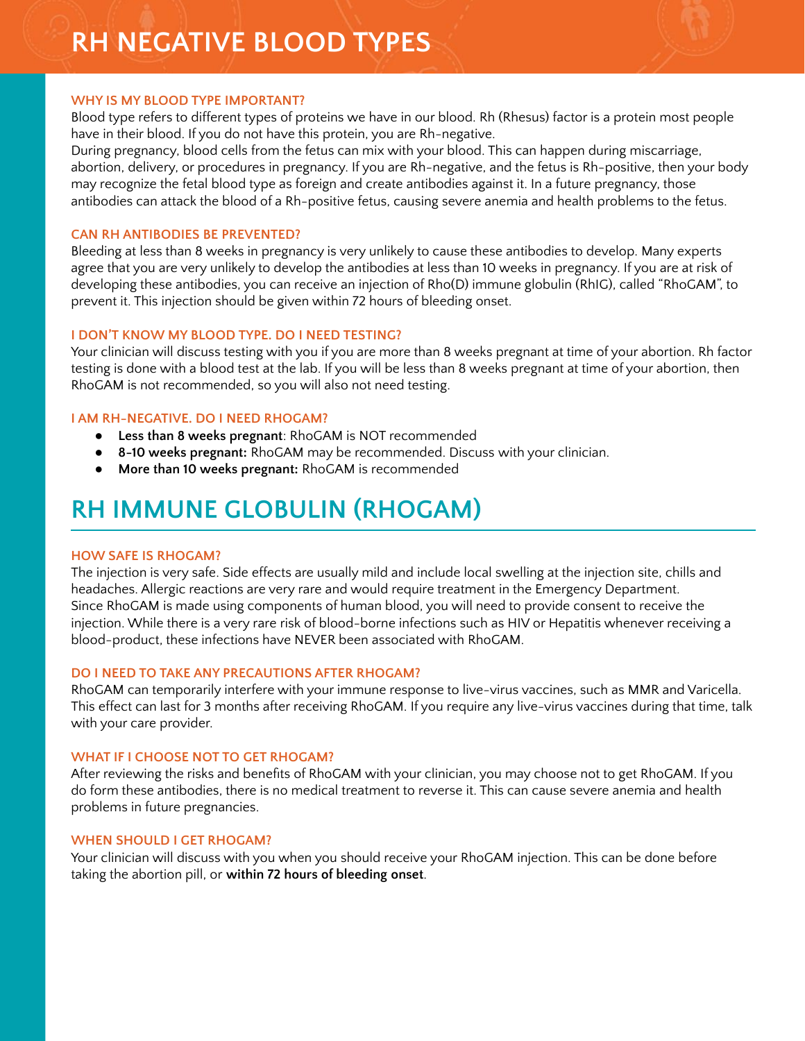# RH NEGATIVE BLOOD TYPES

### WHY IS MY BLOOD TYPE IMPORTANT?

Blood type refers to different types of proteins we have in our blood. Rh (Rhesus) factor is a protein most people have in their blood. If you do not have this protein, you are Rh-negative.

During pregnancy, blood cells from the fetus can mix with your blood. This can happen during miscarriage, abortion, delivery, or procedures in pregnancy. If you are Rh-negative, and the fetus is Rh-positive, then your body may recognize the fetal blood type as foreign and create antibodies against it. In a future pregnancy, those antibodies can attack the blood of a Rh-positive fetus, causing severe anemia and health problems to the fetus.

### CAN RH ANTIBODIES BE PREVENTED?

Bleeding at less than 8 weeks in pregnancy is very unlikely to cause these antibodies to develop. Many experts agree that you are very unlikely to develop the antibodies at less than 10 weeks in pregnancy. If you are at risk of developing these antibodies, you can receive an injection of Rho(D) immune globulin (RhIG), called "RhoGAM", to prevent it. This injection should be given within 72 hours of bleeding onset.

### I DON'T KNOW MY BLOOD TYPE. DO I NEED TESTING?

Your clinician will discuss testing with you if you are more than 8 weeks pregnant at time of your abortion. Rh factor testing is done with a blood test at the lab. If you will be less than 8 weeks pregnant at time of your abortion, then RhoGAM is not recommended, so you will also not need testing.

### I AM RH-NEGATIVE. DO I NEED RHOGAM?

- **Less than 8 weeks pregnant**: RhoGAM is NOT recommended
- **8-10 weeks pregnant:** RhoGAM may be recommended. Discuss with your clinician.
- **More than 10 weeks pregnant:** RhoGAM is recommended

# RH IMMUNE GLOBULIN (RHOGAM)

### HOW SAFE IS RHOGAM?

The injection is very safe. Side effects are usually mild and include local swelling at the injection site, chills and headaches. Allergic reactions are very rare and would require treatment in the Emergency Department.

Since RhoGAM is made using components of human blood, you will need to provide consent to receive the injection. While there is a very rare risk of blood-borne infections such as HIV or Hepatitis whenever receiving a blood-product, these infections have NEVER been associated with RhoGAM.

### DO I NEED TO TAKE ANY PRECAUTIONS AFTER RHOGAM?

RhoGAM can temporarily interfere with your immune response to live-virus vaccines, such as MMR and Varicella. This effect can last for 3 months after receiving RhoGAM. If you require any live-virus vaccines during that time, talk with your care provider.

### WHAT IF I CHOOSE NOT TO GET RHOGAM?

After reviewing the risks and benefits of RhoGAM with your clinician, you may choose not to get RhoGAM. If you do form these antibodies, there is no medical treatment to reverse it. This can cause severe anemia and health problems in future pregnancies.

### WHEN SHOULD I GET RHOGAM?

Your clinician will discuss with you when you should receive your RhoGAM injection. This can be done before taking the abortion pill, or **within 72 hours of bleeding onset**.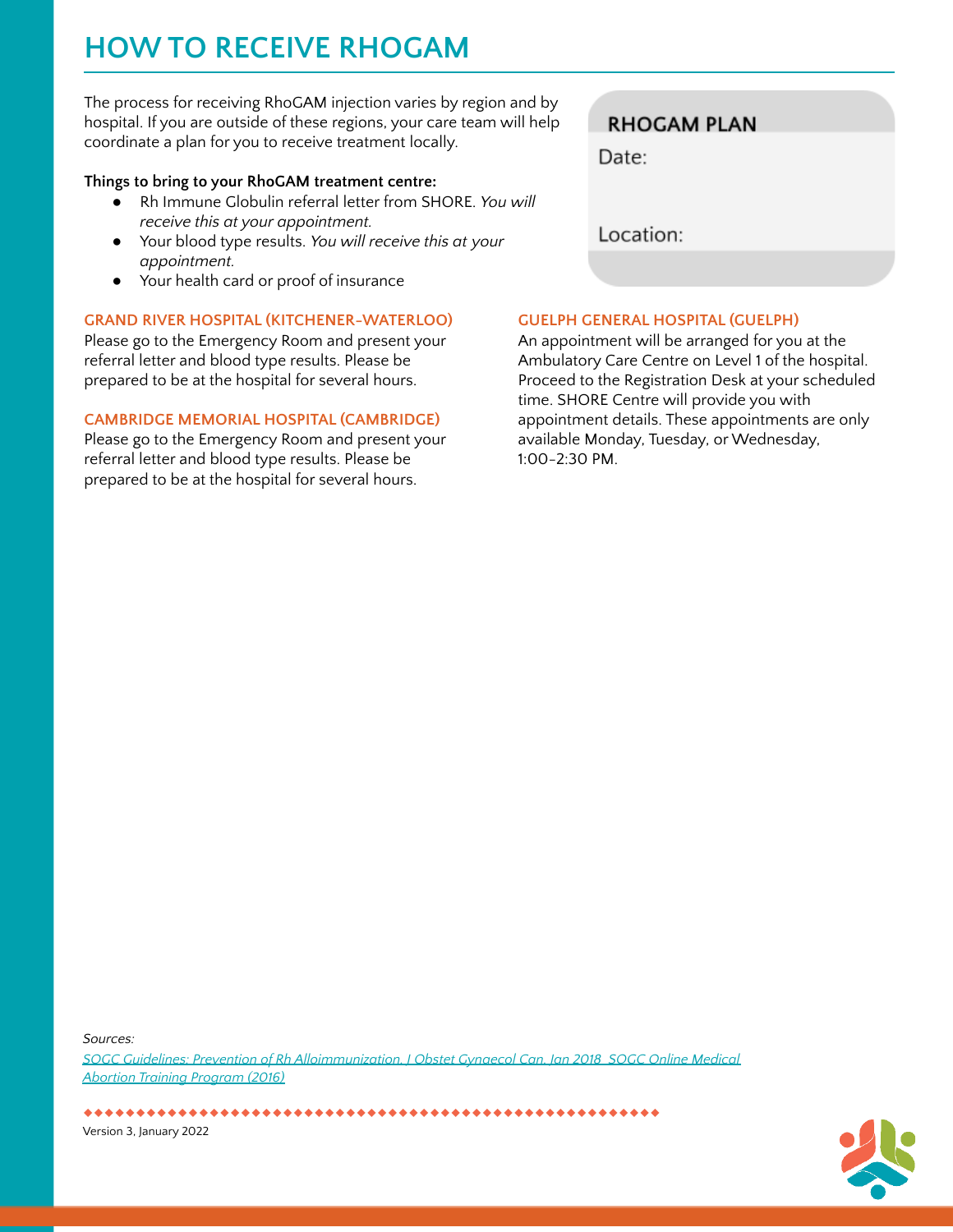# HOW TO RECEIVE RHOGAM

The process for receiving RhoGAM injection varies by region and by hospital. If you are outside of these regions, your care team will help coordinate a plan for you to receive treatment locally.

**Things to bring to your RhoGAM treatment centre:**

- Rh Immune Globulin referral letter from SHORE. *You will receive this at your appointment.*
- Your blood type results. *You will receive this at your appointment.*
- Your health card or proof of insurance

**RHOGAM PLAN**

Date:

Location:

### GRAND RIVER HOSPITAL (KITCHENER-WATERLOO)

Please go to the Emergency Room and present your referral letter and blood type results. Please be prepared to be at the hospital for several hours.

### CAMBRIDGE MEMORIAL HOSPITAL (CAMBRIDGE)

Please go to the Emergency Room and present your referral letter and blood type results. Please be prepared to be at the hospital for several hours.

### GUELPH GENERAL HOSPITAL (GUELPH)

An appointment will be arranged for you at the Ambulatory Care Centre on Level 1 of the hospital. Proceed to the Registration Desk at your scheduled time. SHORE Centre will provide you with appointment details. These appointments are only available Monday, Tuesday, or Wednesday, 1:00-2:30 PM.

*Sources:*

SOGC Guidelines: Prevention of Rh Alloimmunization. J Obstet Gynaecol Can. Jan 2018 SOGC Online Medical Abortion Training Program (2016)

Version 3, January 2022